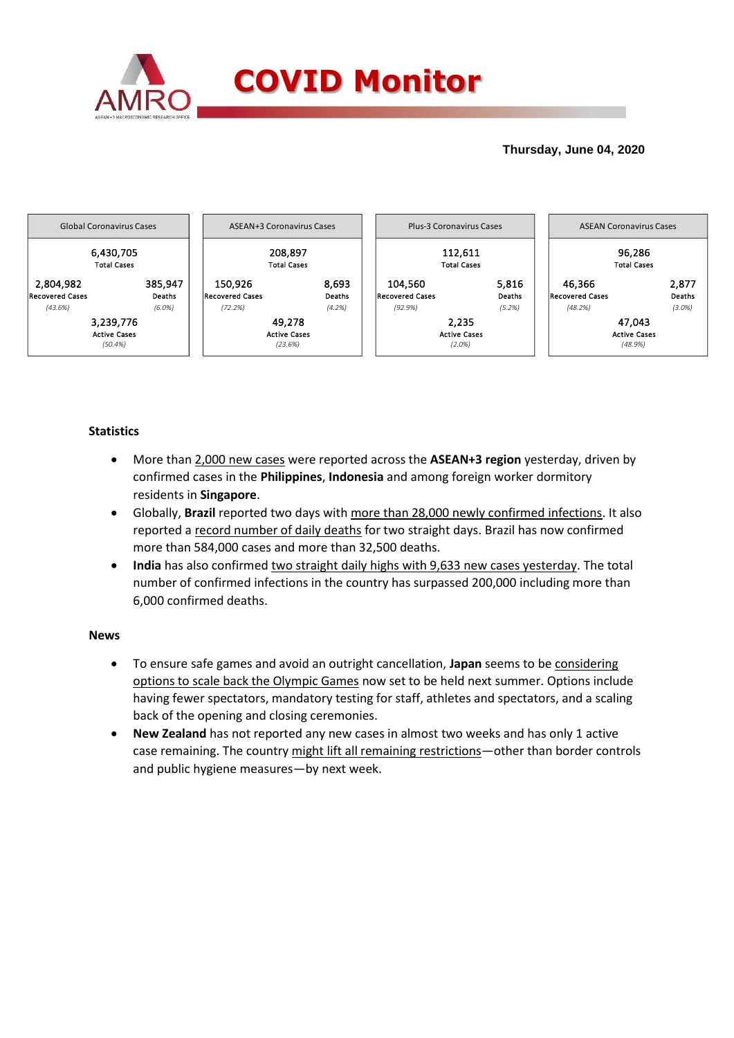# COVID Monitor

**Thursday, June 04, 2020**

| Global Coronavirus Cases | ASEAN+3 Coronavirus Cases | Plus-3 Coronavirus Cases | ASEAN Coronavirus Cases |
|---|---|---|---|
| 6,430,705 Total Cases | 208,897 Total Cases | 112,611 Total Cases | 96,286 Total Cases |
| 2,804,982 Recovered Cases *(43.6%)* | 150,926 Recovered Cases *(72.2%)* | 104,560 Recovered Cases *(92.9%)* | 46,366 Recovered Cases *(48.2%)* |
| 385,947 Deaths *(6.0%)* | 8,693 Deaths *(4.2%)* | 5,816 Deaths *(5.2%)* | 2,877 Deaths *(3.0%)* |
| 3,239,776 Active Cases *(50.4%)* | 49,278 Active Cases *(23.6%)* | 2,235 Active Cases *(2.0%)* | 47,043 Active Cases *(48.9%)* |

### Statistics

- More than 2,000 new cases were reported across the **ASEAN+3 region** yesterday, driven by confirmed cases in the **Philippines**, **Indonesia** and among foreign worker dormitory residents in **Singapore**.
- Globally, **Brazil** reported two days with more than 28,000 newly confirmed infections. It also reported a record number of daily deaths for two straight days. Brazil has now confirmed more than 584,000 cases and more than 32,500 deaths.
- **India** has also confirmed two straight daily highs with 9,633 new cases yesterday. The total number of confirmed infections in the country has surpassed 200,000 including more than 6,000 confirmed deaths.

### News

- To ensure safe games and avoid an outright cancellation, **Japan** seems to be considering options to scale back the Olympic Games now set to be held next summer. Options include having fewer spectators, mandatory testing for staff, athletes and spectators, and a scaling back of the opening and closing ceremonies.
- **New Zealand** has not reported any new cases in almost two weeks and has only 1 active case remaining. The country might lift all remaining restrictions—other than border controls and public hygiene measures—by next week.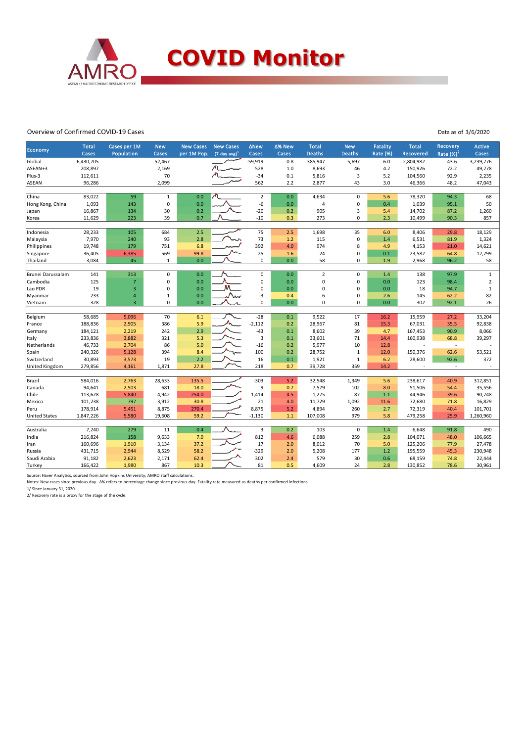# COVID Monitor

Overview of Confirmed COVID-19 Cases

Data as of 3/6/2020

| Economy | Total Cases | Cases per 1M Population | New Cases | New Cases per 1M Pop. | New Cases (7-day avg)[1] | ΔNew Cases | Δ% New Cases | Total Deaths | New Deaths | Fatality Rate (%) | Total Recovered | Recovery Rate (%)[2] | Active Cases |
|---|---|---|---|---|---|---|---|---|---|---|---|---|---|
| Global | 6,430,705 | | 52,467 | | | -59,919 | 0.8 | 385,947 | 5,697 | 6.0 | 2,804,982 | 43.6 | 3,239,776 |
| ASEAN+3 | 208,897 | | 2,169 | | | 528 | 1.0 | 8,693 | 46 | 4.2 | 150,926 | 72.2 | 49,278 |
| Plus-3 | 112,611 | | 70 | | | -34 | 0.1 | 5,816 | 3 | 5.2 | 104,560 | 92.9 | 2,235 |
| ASEAN | 96,286 | | 2,099 | | | 562 | 2.2 | 2,877 | 43 | 3.0 | 46,366 | 48.2 | 47,043 |
| | | | | | | | | | | | | | |
| China | 83,022 | 59 | 1 | 0.0 | | 2 | 0.0 | 4,634 | 0 | 5.6 | 78,320 | 94.3 | 68 |
| Hong Kong, China | 1,093 | 143 | 0 | 0.0 | | -6 | 0.0 | 4 | 0 | 0.4 | 1,039 | 95.1 | 50 |
| Japan | 16,867 | 134 | 30 | 0.2 | | -20 | 0.2 | 905 | 3 | 5.4 | 14,702 | 87.2 | 1,260 |
| Korea | 11,629 | 223 | 39 | 0.7 | | -10 | 0.3 | 273 | 0 | 2.3 | 10,499 | 90.3 | 857 |
| | | | | | | | | | | | | | |
| Indonesia | 28,233 | 105 | 684 | 2.5 | | 75 | 2.5 | 1,698 | 35 | 6.0 | 8,406 | 29.8 | 18,129 |
| Malaysia | 7,970 | 240 | 93 | 2.8 | | 73 | 1.2 | 115 | 0 | 1.4 | 6,531 | 81.9 | 1,324 |
| Philippines | 19,748 | 179 | 751 | 6.8 | | 392 | 4.0 | 974 | 8 | 4.9 | 4,153 | 21.0 | 14,621 |
| Singapore | 36,405 | 6,385 | 569 | 99.8 | | 25 | 1.6 | 24 | 0 | 0.1 | 23,582 | 64.8 | 12,799 |
| Thailand | 3,084 | 45 | 1 | 0.0 | | 0 | 0.0 | 58 | 0 | 1.9 | 2,968 | 96.2 | 58 |
| | | | | | | | | | | | | | |
| Brunei Darussalam | 141 | 313 | 0 | 0.0 | | 0 | 0.0 | 2 | 0 | 1.4 | 138 | 97.9 | 1 |
| Cambodia | 125 | 7 | 0 | 0.0 | | 0 | 0.0 | 0 | 0 | 0.0 | 123 | 98.4 | 2 |
| Lao PDR | 19 | 3 | 0 | 0.0 | | 0 | 0.0 | 0 | 0 | 0.0 | 18 | 94.7 | 1 |
| Myanmar | 233 | 4 | 1 | 0.0 | | -3 | 0.4 | 6 | 0 | 2.6 | 145 | 62.2 | 82 |
| Vietnam | 328 | 3 | 0 | 0.0 | | 0 | 0.0 | 0 | 0 | 0.0 | 302 | 92.1 | 26 |
| | | | | | | | | | | | | | |
| Belgium | 58,685 | 5,096 | 70 | 6.1 | | -28 | 0.1 | 9,522 | 17 | 16.2 | 15,959 | 27.2 | 33,204 |
| France | 188,836 | 2,905 | 386 | 5.9 | | -2,112 | 0.2 | 28,967 | 81 | 15.3 | 67,031 | 35.5 | 92,838 |
| Germany | 184,121 | 2,219 | 242 | 2.9 | | -43 | 0.1 | 8,602 | 39 | 4.7 | 167,453 | 90.9 | 8,066 |
| Italy | 233,836 | 3,882 | 321 | 5.3 | | 3 | 0.1 | 33,601 | 71 | 14.4 | 160,938 | 68.8 | 39,297 |
| Netherlands | 46,733 | 2,704 | 86 | 5.0 | | -16 | 0.2 | 5,977 | 10 | 12.8 | - | - | - |
| Spain | 240,326 | 5,128 | 394 | 8.4 | | 100 | 0.2 | 28,752 | 1 | 12.0 | 150,376 | 62.6 | 53,521 |
| Switzerland | 30,893 | 3,573 | 19 | 2.2 | | 16 | 0.1 | 1,921 | 1 | 6.2 | 28,600 | 92.6 | 372 |
| United Kingdom | 279,856 | 4,161 | 1,871 | 27.8 | | 218 | 0.7 | 39,728 | 359 | 14.2 | - | - | - |
| | | | | | | | | | | | | | |
| Brazil | 584,016 | 2,763 | 28,633 | 135.5 | | -303 | 5.2 | 32,548 | 1,349 | 5.6 | 238,617 | 40.9 | 312,851 |
| Canada | 94,641 | 2,503 | 681 | 18.0 | | 9 | 0.7 | 7,579 | 102 | 8.0 | 51,506 | 54.4 | 35,556 |
| Chile | 113,628 | 5,840 | 4,942 | 254.0 | | 1,414 | 4.5 | 1,275 | 87 | 1.1 | 44,946 | 39.6 | 90,748 |
| Mexico | 101,238 | 797 | 3,912 | 30.8 | | 21 | 4.0 | 11,729 | 1,092 | 11.6 | 72,680 | 71.8 | 16,829 |
| Peru | 178,914 | 5,451 | 8,875 | 270.4 | | 8,875 | 5.2 | 4,894 | 260 | 2.7 | 72,319 | 40.4 | 101,701 |
| United States | 1,847,226 | 5,580 | 19,608 | 59.2 | | -1,130 | 1.1 | 107,008 | 979 | 5.8 | 479,258 | 25.9 | 1,260,960 |
| | | | | | | | | | | | | | |
| Australia | 7,240 | 279 | 11 | 0.4 | | 3 | 0.2 | 103 | 0 | 1.4 | 6,648 | 91.8 | 490 |
| India | 216,824 | 158 | 9,633 | 7.0 | | 812 | 4.6 | 6,088 | 259 | 2.8 | 104,071 | 48.0 | 106,665 |
| Iran | 160,696 | 1,910 | 3,134 | 37.2 | | 17 | 2.0 | 8,012 | 70 | 5.0 | 125,206 | 77.9 | 27,478 |
| Russia | 431,715 | 2,944 | 8,529 | 58.2 | | -329 | 2.0 | 5,208 | 177 | 1.2 | 195,559 | 45.3 | 230,948 |
| Saudi Arabia | 91,182 | 2,623 | 2,171 | 62.4 | | 302 | 2.4 | 579 | 30 | 0.6 | 68,159 | 74.8 | 22,444 |
| Turkey | 166,422 | 1,980 | 867 | 10.3 | | 81 | 0.5 | 4,609 | 24 | 2.8 | 130,852 | 78.6 | 30,961 |

Source: Haver Analytics, sourced from John Hopkins University; AMRO staff calculations.

Notes: New cases since previous day. Δ% refers to percentage change since previous day. Fatality rate measured as deaths per confirmed infections.

1/ Since January 31, 2020.

2/ Recovery rate is a proxy for the stage of the cycle.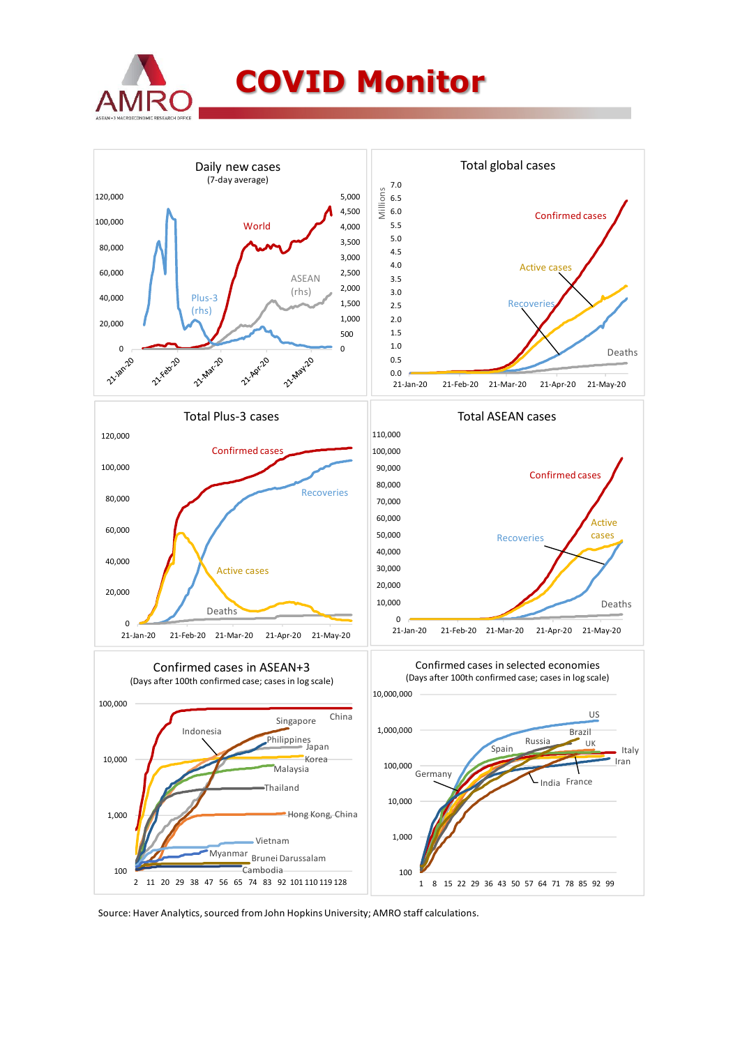# COVID Monitor

AMRO

ASEAN+3 MACROECONOMIC RESEARCH OFFICE

Daily new cases
(7-day average)

120,000
100,000
80,000
60,000
40,000
20,000
0

5,000
4,500
4,000
3,500
3,000
2,500
2,000
1,500
1,000
500
0

World
ASEAN (rhs)
Plus-3 (rhs)

21-Jan-20
21-Feb-20
21-Mar-20
21-Apr-20
21-May-20

Total global cases

Millions

7.0
6.5
6.0
5.5
5.0
4.5
4.0
3.5
3.0
2.5
2.0
1.5
1.0
0.5
0.0

Confirmed cases
Active cases
Recoveries
Deaths

21-Jan-20
21-Feb-20
21-Mar-20
21-Apr-20
21-May-20

Total Plus-3 cases

120,000
100,000
80,000
60,000
40,000
20,000
0

Confirmed cases
Recoveries
Active cases
Deaths

21-Jan-20
21-Feb-20
21-Mar-20
21-Apr-20
21-May-20

Total ASEAN cases

110,000
100,000
90,000
80,000
70,000
60,000
50,000
40,000
30,000
20,000
10,000
0

Confirmed cases
Active cases
Recoveries
Deaths

21-Jan-20
21-Feb-20
21-Mar-20
21-Apr-20
21-May-20

Confirmed cases in ASEAN+3
(Days after 100th confirmed case; cases in log scale)

100,000
10,000
1,000
100

China
Singapore
Indonesia
Philippines
Japan
Korea
Malaysia
Thailand
Hong Kong, China
Vietnam
Myanmar
Brunei Darussalam
Cambodia

2 11 20 29 38 47 56 65 74 83 92 101 110 119 128

Confirmed cases in selected economies
(Days after 100th confirmed case; cases in log scale)

10,000,000
1,000,000
100,000
10,000
1,000
100

US
Brazil
Russia
Spain
UK
Italy
Iran
Germany
India
France

1 8 15 22 29 36 43 50 57 64 71 78 85 92 99

Source: Haver Analytics, sourced from John Hopkins University; AMRO staff calculations.